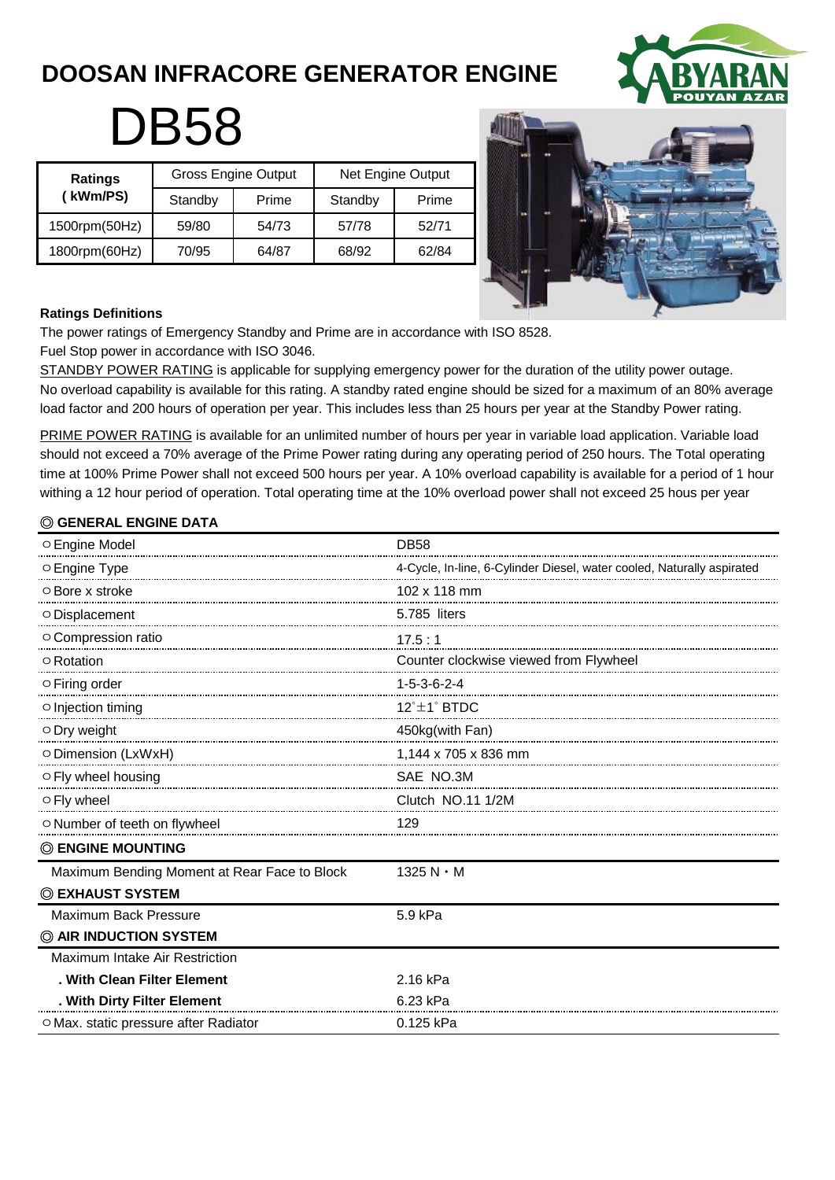# DOOSAN INFRACORE GENERATOR ENGINE

# DB58

| Ratings ( kWm/PS) | Gross Engine Output | | Net Engine Output | |
|---|---|---|---|---|
| | Standby | Prime | Standby | Prime |
| 1500rpm(50Hz) | 59/80 | 54/73 | 57/78 | 52/71 |
| 1800rpm(60Hz) | 70/95 | 64/87 | 68/92 | 62/84 |

**Ratings Definitions**

The power ratings of Emergency Standby and Prime are in accordance with ISO 8528.
Fuel Stop power in accordance with ISO 3046.
STANDBY POWER RATING is applicable for supplying emergency power for the duration of the utility power outage. No overload capability is available for this rating. A standby rated engine should be sized for a maximum of an 80% average load factor and 200 hours of operation per year. This includes less than 25 hours per year at the Standby Power rating.

PRIME POWER RATING is available for an unlimited number of hours per year in variable load application. Variable load should not exceed a 70% average of the Prime Power rating during any operating period of 250 hours. The Total operating time at 100% Prime Power shall not exceed 500 hours per year. A 10% overload capability is available for a period of 1 hour withing a 12 hour period of operation. Total operating time at the 10% overload power shall not exceed 25 hous per year

## ◎ GENERAL ENGINE DATA

| | |
|---|---|
| ○ Engine Model | DB58 |
| ○ Engine Type | 4-Cycle, In-line, 6-Cylinder Diesel, water cooled, Naturally aspirated |
| ○ Bore x stroke | 102 x 118 mm |
| ○ Displacement | 5.785 liters |
| ○ Compression ratio | 17.5 : 1 |
| ○ Rotation | Counter clockwise viewed from Flywheel |
| ○ Firing order | 1-5-3-6-2-4 |
| ○ Injection timing | 12˚±1˚ BTDC |
| ○ Dry weight | 450kg(with Fan) |
| ○ Dimension (LxWxH) | 1,144 x 705 x 836 mm |
| ○ Fly wheel housing | SAE NO.3M |
| ○ Fly wheel | Clutch NO.11 1/2M |
| ○ Number of teeth on flywheel | 129 |

## ◎ ENGINE MOUNTING

| | |
|---|---|
| Maximum Bending Moment at Rear Face to Block | 1325 N・M |

## ◎ EXHAUST SYSTEM

| | |
|---|---|
| Maximum Back Pressure | 5.9 kPa |

## ◎ AIR INDUCTION SYSTEM

| | |
|---|---|
| Maximum Intake Air Restriction | |
| **. With Clean Filter Element** | 2.16 kPa |
| **. With Dirty Filter Element** | 6.23 kPa |
| ○ Max. static pressure after Radiator | 0.125 kPa |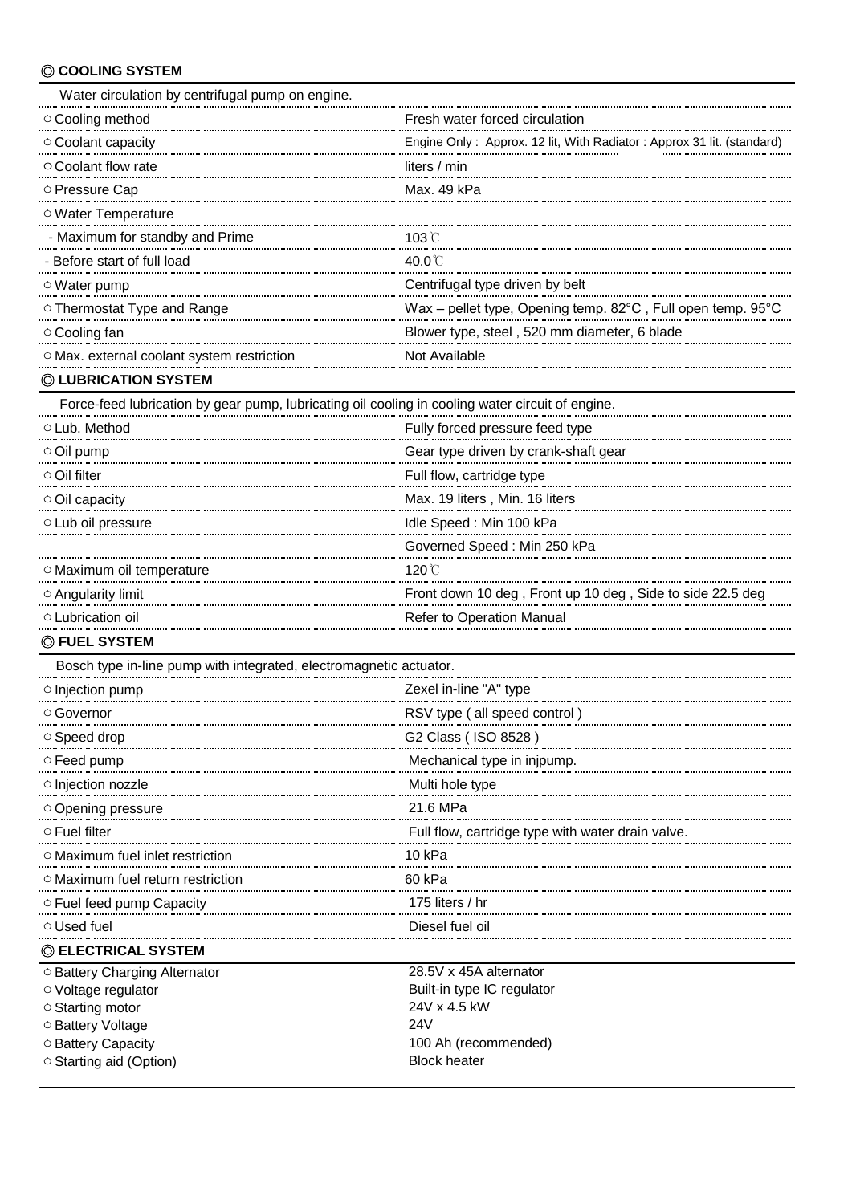## ◎ COOLING SYSTEM

Water circulation by centrifugal pump on engine.

| | |
|---|---|
| ○ Cooling method | Fresh water forced circulation |
| ○ Coolant capacity | Engine Only : Approx. 12 lit, With Radiator : Approx 31 lit. (standard) |
| ○ Coolant flow rate | liters / min |
| ○ Pressure Cap | Max. 49 kPa |
| ○ Water Temperature | |
| - Maximum for standby and Prime | 103℃ |
| - Before start of full load | 40.0℃ |
| ○ Water pump | Centrifugal type driven by belt |
| ○ Thermostat Type and Range | Wax – pellet type, Opening temp. 82°C , Full open temp. 95°C |
| ○ Cooling fan | Blower type, steel , 520 mm diameter, 6 blade |
| ○ Max. external coolant system restriction | Not Available |

## ◎ LUBRICATION SYSTEM

Force-feed lubrication by gear pump, lubricating oil cooling in cooling water circuit of engine.

| | |
|---|---|
| ○ Lub. Method | Fully forced pressure feed type |
| ○ Oil pump | Gear type driven by crank-shaft gear |
| ○ Oil filter | Full flow, cartridge type |
| ○ Oil capacity | Max. 19 liters , Min. 16 liters |
| ○ Lub oil pressure | Idle Speed : Min 100 kPa |
| | Governed Speed : Min 250 kPa |
| ○ Maximum oil temperature | 120℃ |
| ○ Angularity limit | Front down 10 deg , Front up 10 deg , Side to side 22.5 deg |
| ○ Lubrication oil | Refer to Operation Manual |

## ◎ FUEL SYSTEM

Bosch type in-line pump with integrated, electromagnetic actuator.

| | |
|---|---|
| ○ Injection pump | Zexel in-line "A" type |
| ○ Governor | RSV type ( all speed control ) |
| ○ Speed drop | G2 Class ( ISO 8528 ) |
| ○ Feed pump | Mechanical type in injpump. |
| ○ Injection nozzle | Multi hole type |
| ○ Opening pressure | 21.6 MPa |
| ○ Fuel filter | Full flow, cartridge type with water drain valve. |
| ○ Maximum fuel inlet restriction | 10 kPa |
| ○ Maximum fuel return restriction | 60 kPa |
| ○ Fuel feed pump Capacity | 175 liters / hr |
| ○ Used fuel | Diesel fuel oil |

## ◎ ELECTRICAL SYSTEM

| | |
|---|---|
| ○ Battery Charging Alternator | 28.5V x 45A alternator |
| ○ Voltage regulator | Built-in type IC regulator |
| ○ Starting motor | 24V x 4.5 kW |
| ○ Battery Voltage | 24V |
| ○ Battery Capacity | 100 Ah (recommended) |
| ○ Starting aid (Option) | Block heater |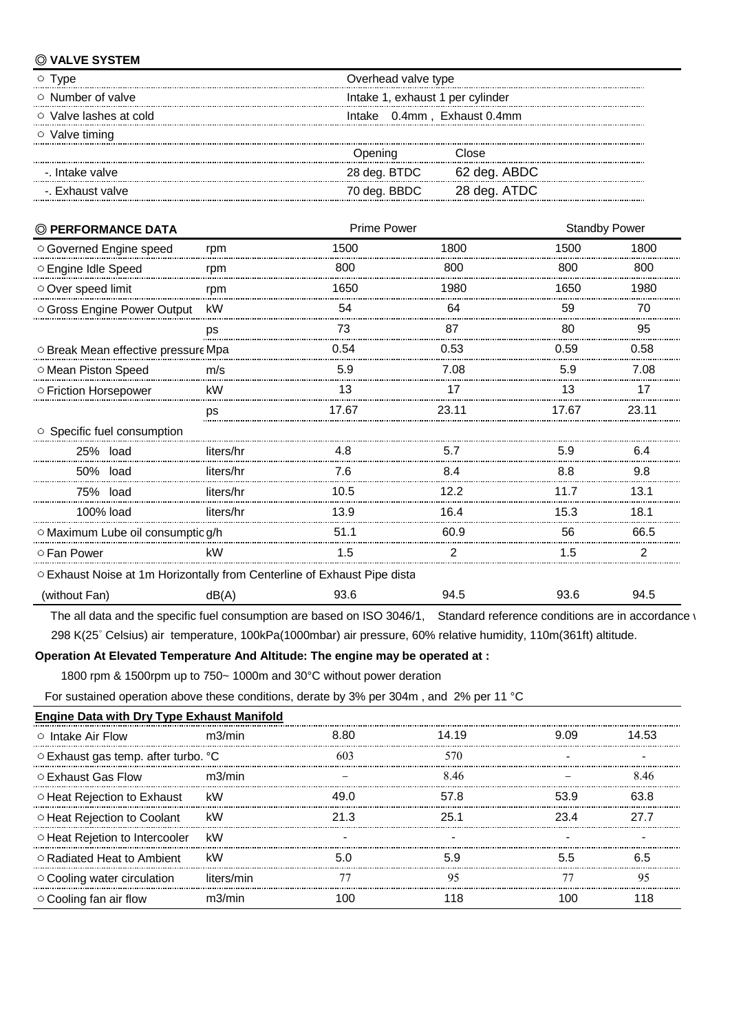### ◎ VALVE SYSTEM

| | | |
|---|---|---|
| ○ Type | Overhead valve type | |
| ○ Number of valve | Intake 1, exhaust 1 per cylinder | |
| ○ Valve lashes at cold | Intake 0.4mm , Exhaust 0.4mm | |
| ○ Valve timing | | |
| | Opening | Close |
| -. Intake valve | 28 deg. BTDC | 62 deg. ABDC |
| -. Exhaust valve | 70 deg. BBDC | 28 deg. ATDC |

| ◎ PERFORMANCE DATA | | Prime Power | | Standby Power | |
|---|---|---|---|---|---|
| ○ Governed Engine speed | rpm | 1500 | 1800 | 1500 | 1800 |
| ○ Engine Idle Speed | rpm | 800 | 800 | 800 | 800 |
| ○ Over speed limit | rpm | 1650 | 1980 | 1650 | 1980 |
| ○ Gross Engine Power Output | kW | 54 | 64 | 59 | 70 |
| | ps | 73 | 87 | 80 | 95 |
| ○ Break Mean effective pressure | Mpa | 0.54 | 0.53 | 0.59 | 0.58 |
| ○ Mean Piston Speed | m/s | 5.9 | 7.08 | 5.9 | 7.08 |
| ○ Friction Horsepower | kW | 13 | 17 | 13 | 17 |
| | ps | 17.67 | 23.11 | 17.67 | 23.11 |
| ○ Specific fuel consumption | | | | | |
| 25% load | liters/hr | 4.8 | 5.7 | 5.9 | 6.4 |
| 50% load | liters/hr | 7.6 | 8.4 | 8.8 | 9.8 |
| 75% load | liters/hr | 10.5 | 12.2 | 11.7 | 13.1 |
| 100% load | liters/hr | 13.9 | 16.4 | 15.3 | 18.1 |
| ○ Maximum Lube oil consumptic | g/h | 51.1 | 60.9 | 56 | 66.5 |
| ○ Fan Power | kW | 1.5 | 2 | 1.5 | 2 |
| ○ Exhaust Noise at 1m Horizontally from Centerline of Exhaust Pipe dista | | | | | |
| (without Fan) | dB(A) | 93.6 | 94.5 | 93.6 | 94.5 |

The all data and the specific fuel consumption are based on ISO 3046/1, Standard reference conditions are in accordance \
298 K(25° Celsius) air temperature, 100kPa(1000mbar) air pressure, 60% relative humidity, 110m(361ft) altitude.

**Operation At Elevated Temperature And Altitude: The engine may be operated at :**

1800 rpm & 1500rpm up to 750~ 1000m and 30°C without power deration

For sustained operation above these conditions, derate by 3% per 304m , and 2% per 11 °C

| **Engine Data with Dry Type Exhaust Manifold** | | | | | |
|---|---|---|---|---|---|
| ○ Intake Air Flow | m3/min | 8.80 | 14.19 | 9.09 | 14.53 |
| ○ Exhaust gas temp. after turbo. | °C | 603 | 570 | - | - |
| ○ Exhaust Gas Flow | m3/min | – | 8.46 | – | 8.46 |
| ○ Heat Rejection to Exhaust | kW | 49.0 | 57.8 | 53.9 | 63.8 |
| ○ Heat Rejection to Coolant | kW | 21.3 | 25.1 | 23.4 | 27.7 |
| ○ Heat Rejetion to Intercooler | kW | - | - | - | - |
| ○ Radiated Heat to Ambient | kW | 5.0 | 5.9 | 5.5 | 6.5 |
| ○ Cooling water circulation | liters/min | 77 | 95 | 77 | 95 |
| ○ Cooling fan air flow | m3/min | 100 | 118 | 100 | 118 |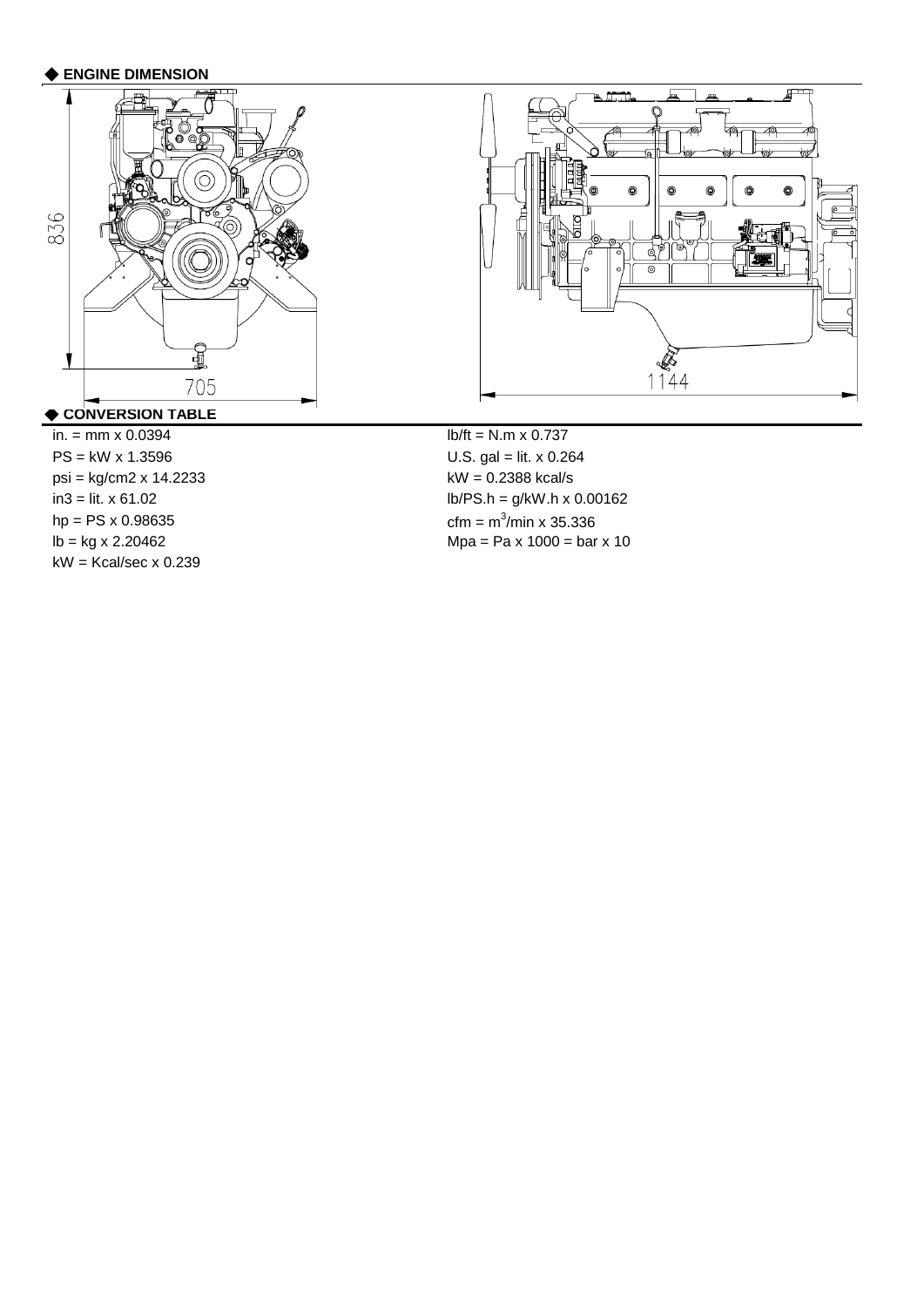## ◆ ENGINE DIMENSION

836

705

1144

## ◆ CONVERSION TABLE

in. = mm x 0.0394

PS = kW x 1.3596

psi = kg/cm2 x 14.2233

in3 = lit. x 61.02

hp = PS x 0.98635

lb = kg x 2.20462

kW = Kcal/sec x 0.239

lb/ft = N.m x 0.737

U.S. gal = lit. x 0.264

kW = 0.2388 kcal/s

lb/PS.h = g/kW.h x 0.00162

cfm = $m^3$/min x 35.336

Mpa = Pa x 1000 = bar x 10